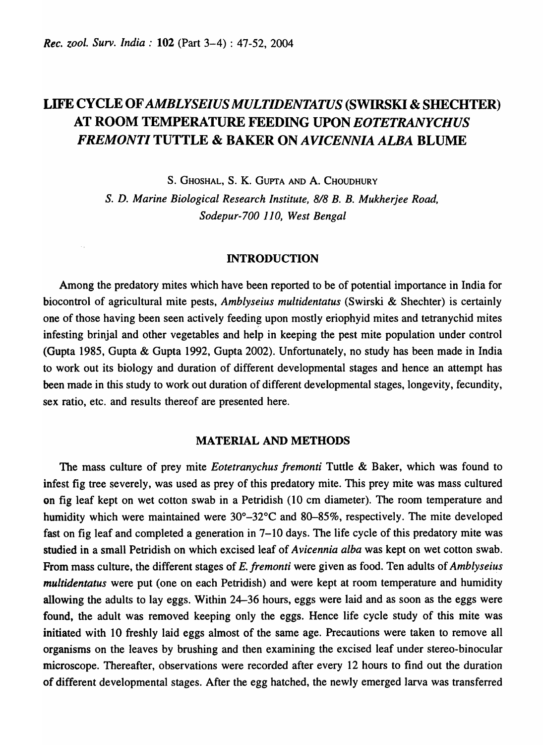# LIFE CYCLE OF *AMBLYSEIUS MULTIDENTATUS* (SWIRSKI & SHECHTER) AT ROOM TEMPERATURE FEEDING UPON *EOTETRANYCHUS FREMONTI* TUTTLE & BAKER ON *AVICENNIA ALBA* BLUME

S. GHOSHAL, S. K. GUPTA AND A. CHOUDHURY

*S. D. Marine Biological Research Institute, 8/8 B. B. Mukherjee Road, Sodepur-700 110, West Bengal*

## INTRODUCTION

Among the predatory mites which have been reported to be of potential importance in India for biocontrol of agricultural mite pests, *Amblyseius multidentatus* (Swirski & Shechter) is certainly one of those having been seen actively feeding upon mostly eriophyid mites and tetranychid mites infesting brinjal and other vegetables and help in keeping the pest mite population under control (Gupta 1985, Gupta & Gupta 1992, Gupta 2002). Unfortunately, no study has been made in India to work out its biology and duration of different developmental stages and hence an attempt has been made in this study to work out duration of different developmental stages, longevity, fecundity, sex ratio, etc. and results thereof are presented here.

## MATERIAL AND METHODS

The mass culture of prey mite *Eotetranychus fremonti* Tuttle & Baker, which was found to infest fig tree severely, was used as prey of this predatory mite. This prey mite was mass cultured on fig leaf kept on wet cotton swab in a Petridish (10 cm diameter). The room temperature and humidity which were maintained were 30°–32°C and 80–85%, respectively. The mite developed fast on fig leaf and completed a generation in 7–10 days. The life cycle of this predatory mite was studied in a small Petridish on which excised leaf of *Avicennia alba* was kept on wet cotton swab. From mass culture, the different stages of *E. fremonti* were given as food. Ten adults of *Amblyseius multidentatus* were put (one on each Petridish) and were kept at room temperature and humidity allowing the adults to lay eggs. Within 24–36 hours, eggs were laid and as soon as the eggs were found, the adult was removed keeping only the eggs. Hence life cycle study of this mite was initiated with 10 freshly laid eggs almost of the same age. Precautions were taken to remove all organisms on the leaves by brushing and then examining the excised leaf under stereo-binocular microscope. Thereafter, observations were recorded after every 12 hours to find out the duration of different developmental stages. After the egg hatched, the newly emerged larva was transferred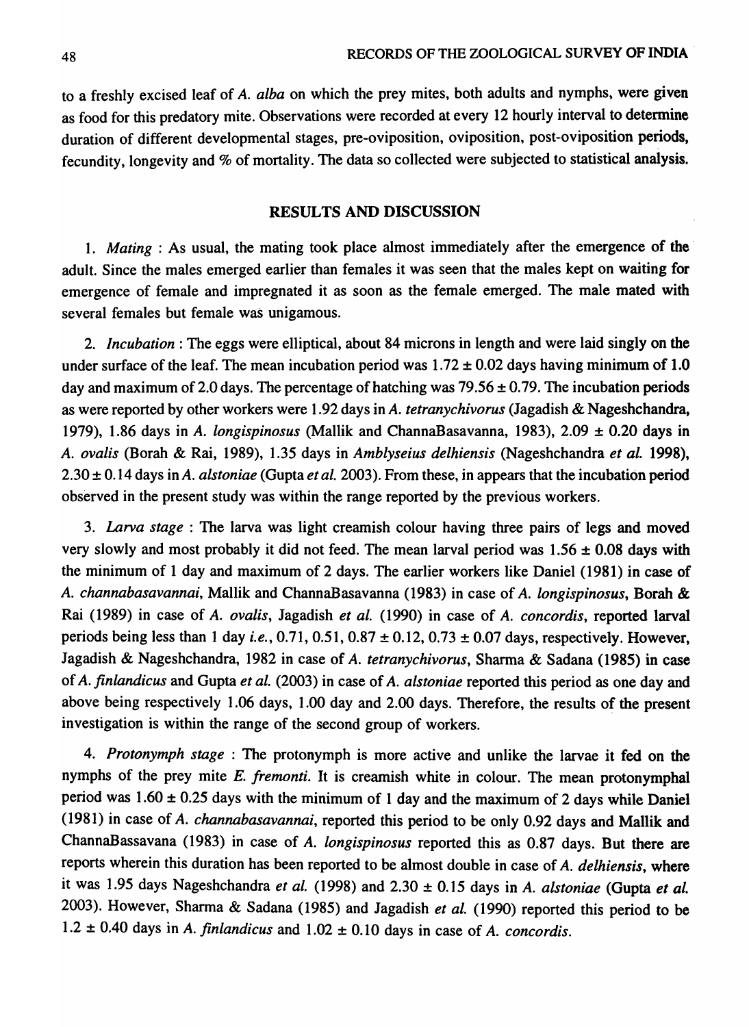to a freshly excised leaf of *A. alba* on which the prey mites, both adults and nymphs, were given as food for this predatory mite. Observations were recorded at every 12 hourly interval to determine duration of different developmental stages, pre-oviposition, oviposition, post-oviposition periods, fecundity, longevity and % of mortality. The data so collected were subjected to statistical analysis.

## RESULTS AND DISCUSSION

1. *Mating* : As usual, the mating took place almost immediately after the emergence of the adult. Since the males emerged earlier than females it was seen that the males kept on waiting for emergence of female and impregnated it as soon as the female emerged. The male mated with several females but female was unigamous.

2. *Incubation* : The eggs were elliptical, about 84 microns in length and were laid singly on the under surface of the leaf. The mean incubation period was $1.72 \pm 0.02$ days having minimum of 1.0 day and maximum of 2.0 days. The percentage of hatching was $79.56 \pm 0.79$. The incubation periods as were reported by other workers were 1.92 days in *A. tetranychivorus* (Jagadish & Nageshchandra, 1979), 1.86 days in *A. longispinosus* (Mallik and ChannaBasavanna, 1983), $2.09 \pm 0.20$ days in *A. ovalis* (Borah & Rai, 1989), 1.35 days in *Amblyseius delhiensis* (Nageshchandra *et al.* 1998), $2.30 \pm 0.14$ days in *A. alstoniae* (Gupta *et al.* 2003). From these, in appears that the incubation period observed in the present study was within the range reported by the previous workers.

3. *Larva stage* : The larva was light creamish colour having three pairs of legs and moved very slowly and most probably it did not feed. The mean larval period was $1.56 \pm 0.08$ days with the minimum of 1 day and maximum of 2 days. The earlier workers like Daniel (1981) in case of *A. channabasavannai*, Mallik and ChannaBasavanna (1983) in case of *A. longispinosus*, Borah & Rai (1989) in case of *A. ovalis*, Jagadish *et al.* (1990) in case of *A. concordis*, reported larval periods being less than 1 day *i.e.*, 0.71, 0.51, $0.87 \pm 0.12$, $0.73 \pm 0.07$ days, respectively. However, Jagadish & Nageshchandra, 1982 in case of *A. tetranychivorus*, Sharma & Sadana (1985) in case of *A. finlandicus* and Gupta *et al.* (2003) in case of *A. alstoniae* reported this period as one day and above being respectively 1.06 days, 1.00 day and 2.00 days. Therefore, the results of the present investigation is within the range of the second group of workers.

4. *Protonymph stage* : The protonymph is more active and unlike the larvae it fed on the nymphs of the prey mite *E. fremonti*. It is creamish white in colour. The mean protonymphal period was $1.60 \pm 0.25$ days with the minimum of 1 day and the maximum of 2 days while Daniel (1981) in case of *A. channabasavannai*, reported this period to be only 0.92 days and Mallik and ChannaBassavana (1983) in case of *A. longispinosus* reported this as 0.87 days. But there are reports wherein this duration has been reported to be almost double in case of *A. delhiensis*, where it was 1.95 days Nageshchandra *et al.* (1998) and $2.30 \pm 0.15$ days in *A. alstoniae* (Gupta *et al.* 2003). However, Sharma & Sadana (1985) and Jagadish *et al.* (1990) reported this period to be $1.2 \pm 0.40$ days in *A. finlandicus* and $1.02 \pm 0.10$ days in case of *A. concordis*.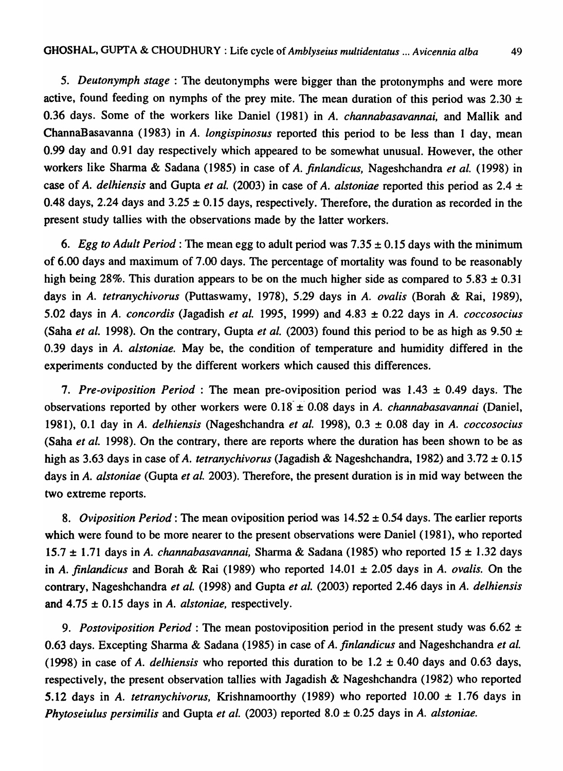5. *Deutonymph stage* : The deutonymphs were bigger than the protonymphs and were more active, found feeding on nymphs of the prey mite. The mean duration of this period was 2.30 ± 0.36 days. Some of the workers like Daniel (1981) in *A. channabasavannai*, and Mallik and ChannaBasavanna (1983) in *A. longispinosus* reported this period to be less than 1 day, mean 0.99 day and 0.91 day respectively which appeared to be somewhat unusual. However, the other workers like Sharma & Sadana (1985) in case of *A. finlandicus*, Nageshchandra *et al.* (1998) in case of *A. delhiensis* and Gupta *et al.* (2003) in case of *A. alstoniae* reported this period as 2.4 ± 0.48 days, 2.24 days and 3.25 ± 0.15 days, respectively. Therefore, the duration as recorded in the present study tallies with the observations made by the latter workers.

6. *Egg to Adult Period* : The mean egg to adult period was 7.35 ± 0.15 days with the minimum of 6.00 days and maximum of 7.00 days. The percentage of mortality was found to be reasonably high being 28%. This duration appears to be on the much higher side as compared to 5.83 ± 0.31 days in *A. tetranychivorus* (Puttaswamy, 1978), 5.29 days in *A. ovalis* (Borah & Rai, 1989), 5.02 days in *A. concordis* (Jagadish *et al.* 1995, 1999) and 4.83 ± 0.22 days in *A. coccosocius* (Saha *et al.* 1998). On the contrary, Gupta *et al.* (2003) found this period to be as high as 9.50 ± 0.39 days in *A. alstoniae*. May be, the condition of temperature and humidity differed in the experiments conducted by the different workers which caused this differences.

7. *Pre-oviposition Period* : The mean pre-oviposition period was 1.43 ± 0.49 days. The observations reported by other workers were 0.18 ± 0.08 days in *A. channabasavannai* (Daniel, 1981), 0.1 day in *A. delhiensis* (Nageshchandra *et al.* 1998), 0.3 ± 0.08 day in *A. coccosocius* (Saha *et al.* 1998). On the contrary, there are reports where the duration has been shown to be as high as 3.63 days in case of *A. tetranychivorus* (Jagadish & Nageshchandra, 1982) and 3.72 ± 0.15 days in *A. alstoniae* (Gupta *et al.* 2003). Therefore, the present duration is in mid way between the two extreme reports.

8. *Oviposition Period* : The mean oviposition period was 14.52 ± 0.54 days. The earlier reports which were found to be more nearer to the present observations were Daniel (1981), who reported 15.7 ± 1.71 days in *A. channabasavannai*, Sharma & Sadana (1985) who reported 15 ± 1.32 days in *A. finlandicus* and Borah & Rai (1989) who reported 14.01 ± 2.05 days in *A. ovalis*. On the contrary, Nageshchandra *et al.* (1998) and Gupta *et al.* (2003) reported 2.46 days in *A. delhiensis* and 4.75 ± 0.15 days in *A. alstoniae*, respectively.

9. *Postoviposition Period* : The mean postoviposition period in the present study was 6.62 ± 0.63 days. Excepting Sharma & Sadana (1985) in case of *A. finlandicus* and Nageshchandra *et al.* (1998) in case of *A. delhiensis* who reported this duration to be 1.2 ± 0.40 days and 0.63 days, respectively, the present observation tallies with Jagadish & Nageshchandra (1982) who reported 5.12 days in *A. tetranychivorus*, Krishnamoorthy (1989) who reported 10.00 ± 1.76 days in *Phytoseiulus persimilis* and Gupta *et al.* (2003) reported 8.0 ± 0.25 days in *A. alstoniae*.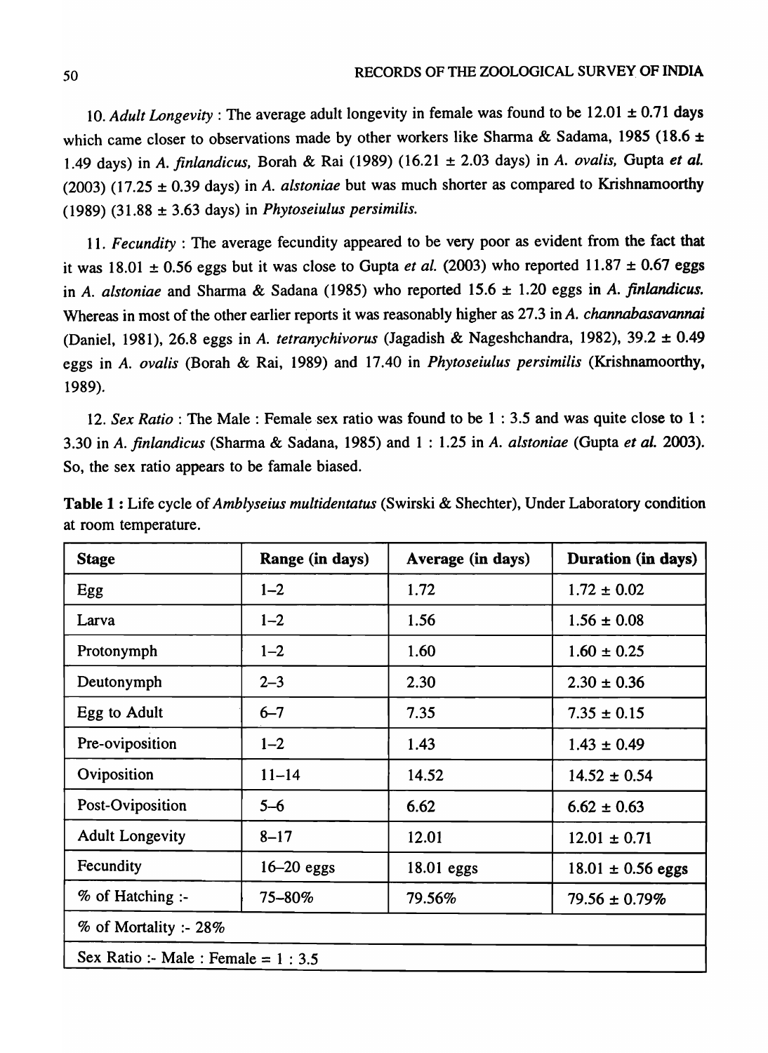10. *Adult Longevity* : The average adult longevity in female was found to be 12.01 ± 0.71 days which came closer to observations made by other workers like Sharma & Sadama, 1985 (18.6 ± 1.49 days) in *A. finlandicus*, Borah & Rai (1989) (16.21 ± 2.03 days) in *A. ovalis*, Gupta *et al.* (2003) (17.25 ± 0.39 days) in *A. alstoniae* but was much shorter as compared to Krishnamoorthy (1989) (31.88 ± 3.63 days) in *Phytoseiulus persimilis*.

11. *Fecundity* : The average fecundity appeared to be very poor as evident from the fact that it was 18.01 ± 0.56 eggs but it was close to Gupta *et al.* (2003) who reported 11.87 ± 0.67 eggs in *A. alstoniae* and Sharma & Sadana (1985) who reported 15.6 ± 1.20 eggs in *A. finlandicus*. Whereas in most of the other earlier reports it was reasonably higher as 27.3 in *A. channabasavannai* (Daniel, 1981), 26.8 eggs in *A. tetranychivorus* (Jagadish & Nageshchandra, 1982), 39.2 ± 0.49 eggs in *A. ovalis* (Borah & Rai, 1989) and 17.40 in *Phytoseiulus persimilis* (Krishnamoorthy, 1989).

12. *Sex Ratio* : The Male : Female sex ratio was found to be 1 : 3.5 and was quite close to 1 : 3.30 in *A. finlandicus* (Sharma & Sadana, 1985) and 1 : 1.25 in *A. alstoniae* (Gupta *et al.* 2003). So, the sex ratio appears to be famale biased.

**Table 1 :** Life cycle of *Amblyseius multidentatus* (Swirski & Shechter), Under Laboratory condition at room temperature.

| Stage | Range (in days) | Average (in days) | Duration (in days) |
|---|---|---|---|
| Egg | 1–2 | 1.72 | 1.72 ± 0.02 |
| Larva | 1–2 | 1.56 | 1.56 ± 0.08 |
| Protonymph | 1–2 | 1.60 | 1.60 ± 0.25 |
| Deutonymph | 2–3 | 2.30 | 2.30 ± 0.36 |
| Egg to Adult | 6–7 | 7.35 | 7.35 ± 0.15 |
| Pre-oviposition | 1–2 | 1.43 | 1.43 ± 0.49 |
| Oviposition | 11–14 | 14.52 | 14.52 ± 0.54 |
| Post-Oviposition | 5–6 | 6.62 | 6.62 ± 0.63 |
| Adult Longevity | 8–17 | 12.01 | 12.01 ± 0.71 |
| Fecundity | 16–20 eggs | 18.01 eggs | 18.01 ± 0.56 eggs |
| % of Hatching :- | 75–80% | 79.56% | 79.56 ± 0.79% |
| % of Mortality :- 28% | | | |
| Sex Ratio :- Male : Female = 1 : 3.5 | | | |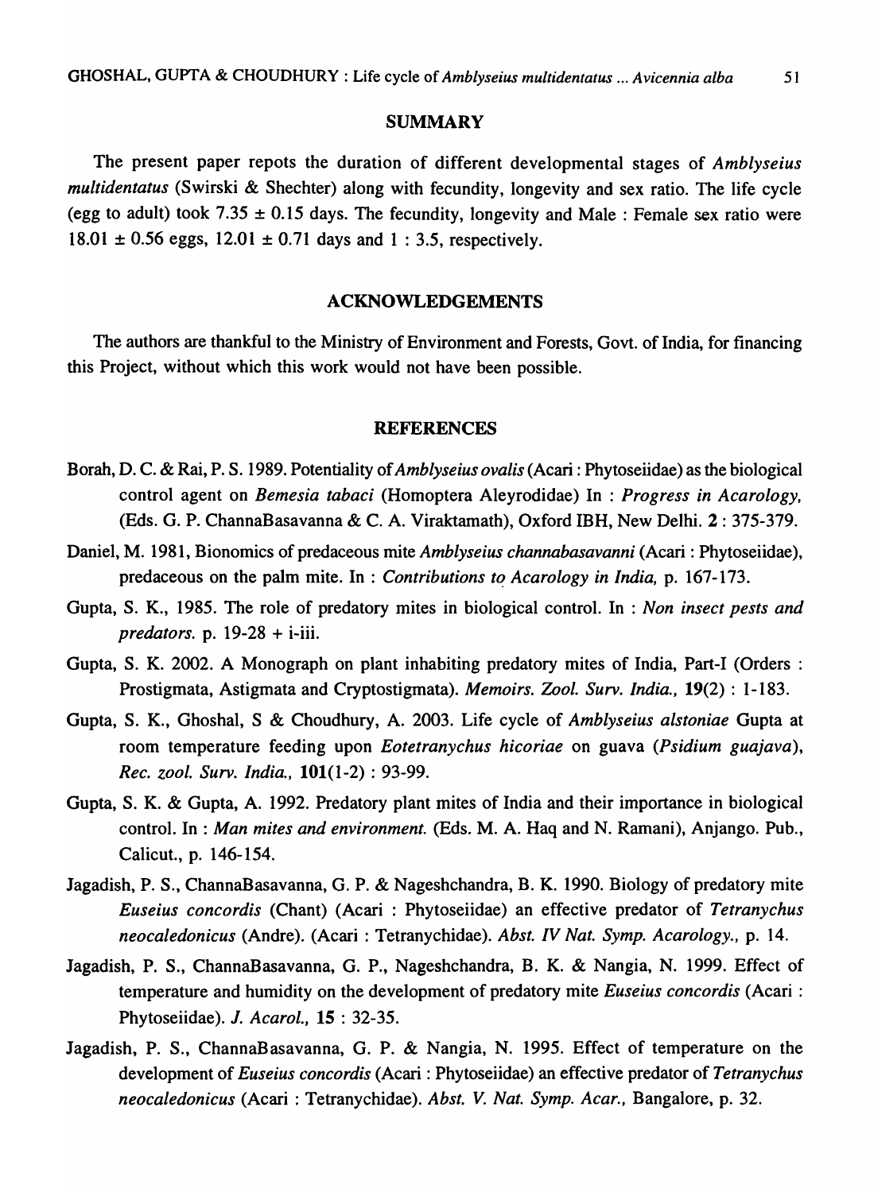## SUMMARY

The present paper repots the duration of different developmental stages of *Amblyseius multidentatus* (Swirski & Shechter) along with fecundity, longevity and sex ratio. The life cycle (egg to adult) took 7.35 ± 0.15 days. The fecundity, longevity and Male : Female sex ratio were 18.01 ± 0.56 eggs, 12.01 ± 0.71 days and 1 : 3.5, respectively.

## ACKNOWLEDGEMENTS

The authors are thankful to the Ministry of Environment and Forests, Govt. of India, for financing this Project, without which this work would not have been possible.

## REFERENCES

Borah, D. C. & Rai, P. S. 1989. Potentiality of *Amblyseius ovalis* (Acari : Phytoseiidae) as the biological control agent on *Bemesia tabaci* (Homoptera Aleyrodidae) In : *Progress in Acarology,* (Eds. G. P. ChannaBasavanna & C. A. Viraktamath), Oxford IBH, New Delhi. **2** : 375-379.

Daniel, M. 1981, Bionomics of predaceous mite *Amblyseius channabasavanni* (Acari : Phytoseiidae), predaceous on the palm mite. In : *Contributions to Acarology in India,* p. 167-173.

Gupta, S. K., 1985. The role of predatory mites in biological control. In : *Non insect pests and predators.* p. 19-28 + i-iii.

Gupta, S. K. 2002. A Monograph on plant inhabiting predatory mites of India, Part-I (Orders : Prostigmata, Astigmata and Cryptostigmata). *Memoirs. Zool. Surv. India.,* **19**(2) : 1-183.

Gupta, S. K., Ghoshal, S & Choudhury, A. 2003. Life cycle of *Amblyseius alstoniae* Gupta at room temperature feeding upon *Eotetranychus hicoriae* on guava (*Psidium guajava*), *Rec. zool. Surv. India.,* **101**(1-2) : 93-99.

Gupta, S. K. & Gupta, A. 1992. Predatory plant mites of India and their importance in biological control. In : *Man mites and environment.* (Eds. M. A. Haq and N. Ramani), Anjango. Pub., Calicut., p. 146-154.

Jagadish, P. S., ChannaBasavanna, G. P. & Nageshchandra, B. K. 1990. Biology of predatory mite *Euseius concordis* (Chant) (Acari : Phytoseiidae) an effective predator of *Tetranychus neocaledonicus* (Andre). (Acari : Tetranychidae). *Abst. IV Nat. Symp. Acarology.,* p. 14.

Jagadish, P. S., ChannaBasavanna, G. P., Nageshchandra, B. K. & Nangia, N. 1999. Effect of temperature and humidity on the development of predatory mite *Euseius concordis* (Acari : Phytoseiidae). *J. Acarol.,* **15** : 32-35.

Jagadish, P. S., ChannaBasavanna, G. P. & Nangia, N. 1995. Effect of temperature on the development of *Euseius concordis* (Acari : Phytoseiidae) an effective predator of *Tetranychus neocaledonicus* (Acari : Tetranychidae). *Abst. V. Nat. Symp. Acar.,* Bangalore, p. 32.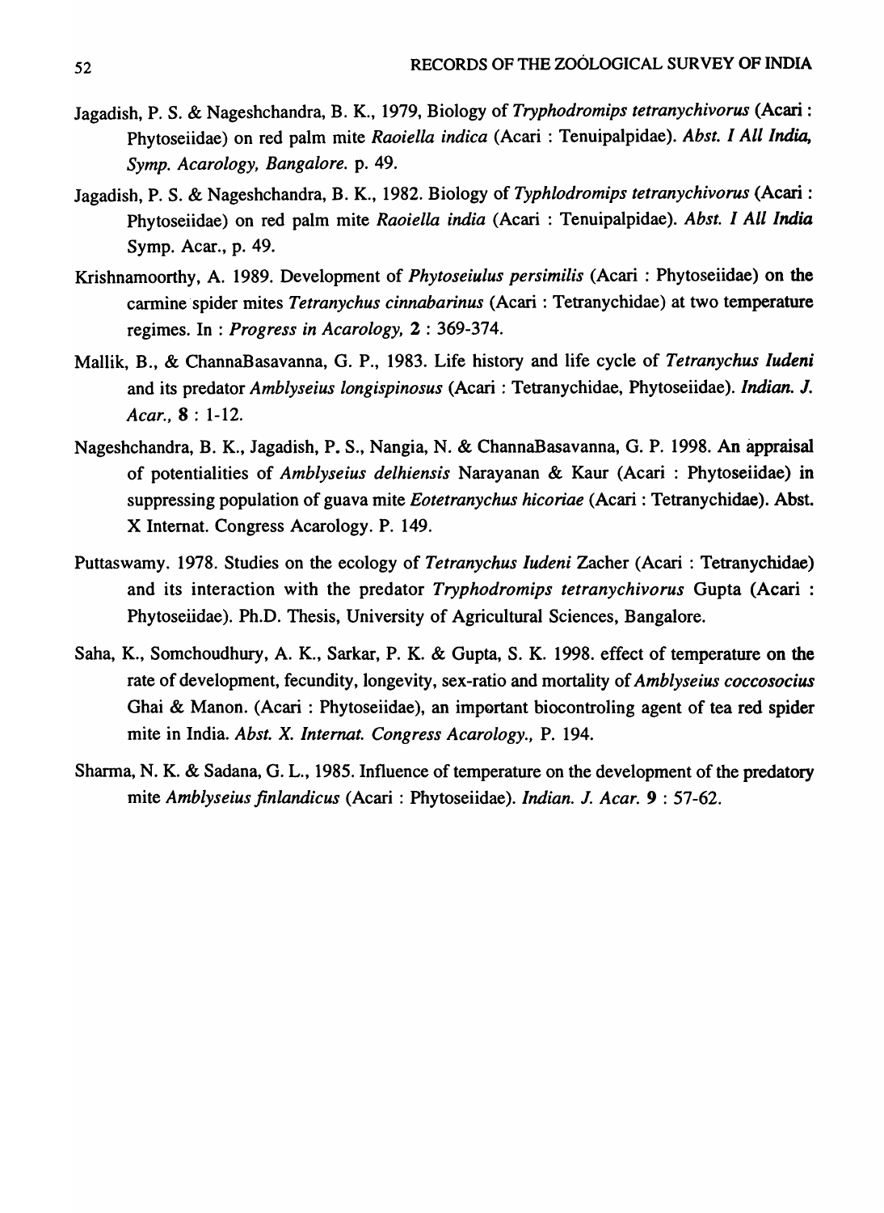Jagadish, P. S. & Nageshchandra, B. K., 1979, Biology of *Tryphodromips tetranychivorus* (Acari : Phytoseiidae) on red palm mite *Raoiella indica* (Acari : Tenuipalpidae). *Abst. I All India, Symp. Acarology, Bangalore.* p. 49.

Jagadish, P. S. & Nageshchandra, B. K., 1982. Biology of *Typhlodromips tetranychivorus* (Acari : Phytoseiidae) on red palm mite *Raoiella india* (Acari : Tenuipalpidae). *Abst. I All India* Symp. Acar., p. 49.

Krishnamoorthy, A. 1989. Development of *Phytoseiulus persimilis* (Acari : Phytoseiidae) on the carmine spider mites *Tetranychus cinnabarinus* (Acari : Tetranychidae) at two temperature regimes. In : *Progress in Acarology,* **2** : 369-374.

Mallik, B., & ChannaBasavanna, G. P., 1983. Life history and life cycle of *Tetranychus Iudeni* and its predator *Amblyseius longispinosus* (Acari : Tetranychidae, Phytoseiidae). *Indian. J. Acar.,* **8** : 1-12.

Nageshchandra, B. K., Jagadish, P. S., Nangia, N. & ChannaBasavanna, G. P. 1998. An appraisal of potentialities of *Amblyseius delhiensis* Narayanan & Kaur (Acari : Phytoseiidae) in suppressing population of guava mite *Eotetranychus hicoriae* (Acari : Tetranychidae). Abst. X Internat. Congress Acarology. P. 149.

Puttaswamy. 1978. Studies on the ecology of *Tetranychus Iudeni* Zacher (Acari : Tetranychidae) and its interaction with the predator *Tryphodromips tetranychivorus* Gupta (Acari : Phytoseiidae). Ph.D. Thesis, University of Agricultural Sciences, Bangalore.

Saha, K., Somchoudhury, A. K., Sarkar, P. K. & Gupta, S. K. 1998. effect of temperature on the rate of development, fecundity, longevity, sex-ratio and mortality of *Amblyseius coccosocius* Ghai & Manon. (Acari : Phytoseiidae), an important biocontroling agent of tea red spider mite in India. *Abst. X. Internat. Congress Acarology.,* P. 194.

Sharma, N. K. & Sadana, G. L., 1985. Influence of temperature on the development of the predatory mite *Amblyseius finlandicus* (Acari : Phytoseiidae). *Indian. J. Acar.* **9** : 57-62.